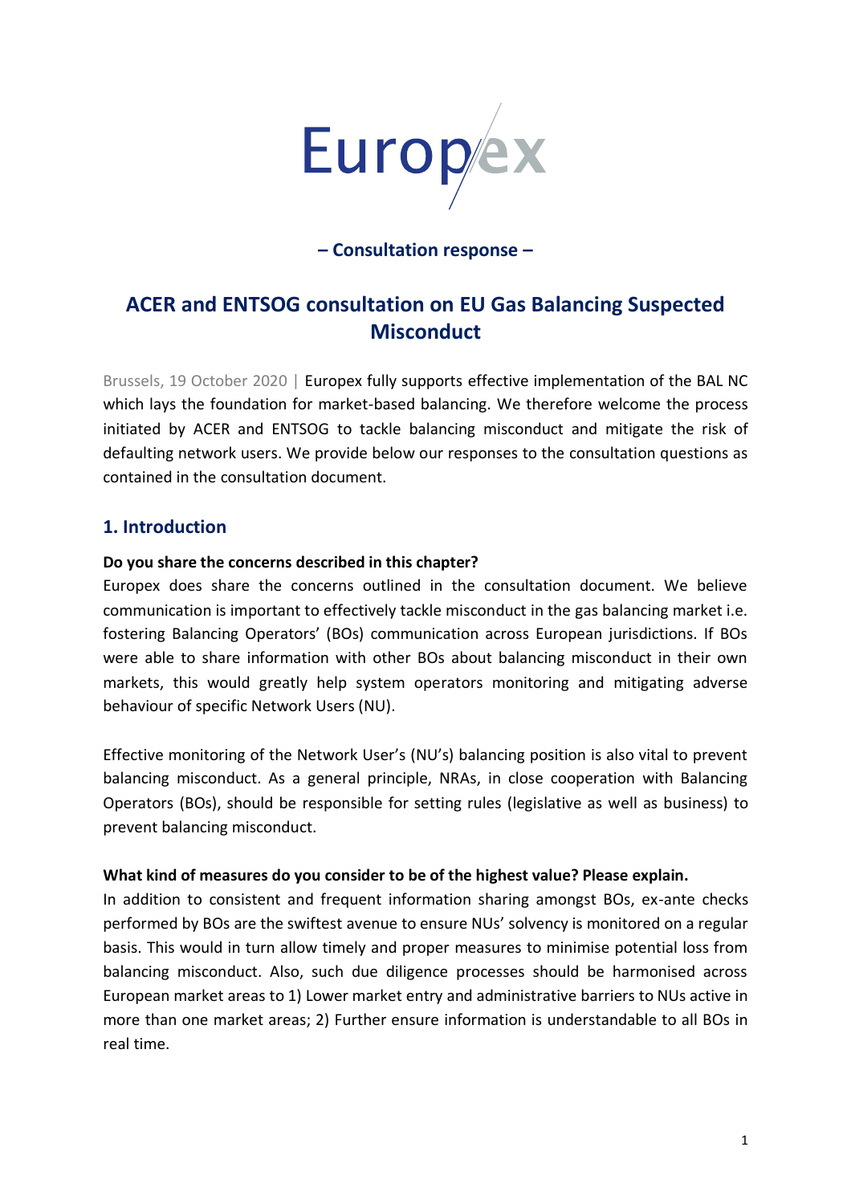Europex

**– Consultation response –**

# ACER and ENTSOG consultation on EU Gas Balancing Suspected Misconduct

Brussels, 19 October 2020 | Europex fully supports effective implementation of the BAL NC which lays the foundation for market-based balancing. We therefore welcome the process initiated by ACER and ENTSOG to tackle balancing misconduct and mitigate the risk of defaulting network users. We provide below our responses to the consultation questions as contained in the consultation document.

## 1. Introduction

**Do you share the concerns described in this chapter?**

Europex does share the concerns outlined in the consultation document. We believe communication is important to effectively tackle misconduct in the gas balancing market i.e. fostering Balancing Operators' (BOs) communication across European jurisdictions. If BOs were able to share information with other BOs about balancing misconduct in their own markets, this would greatly help system operators monitoring and mitigating adverse behaviour of specific Network Users (NU).

Effective monitoring of the Network User's (NU's) balancing position is also vital to prevent balancing misconduct. As a general principle, NRAs, in close cooperation with Balancing Operators (BOs), should be responsible for setting rules (legislative as well as business) to prevent balancing misconduct.

**What kind of measures do you consider to be of the highest value? Please explain.**

In addition to consistent and frequent information sharing amongst BOs, ex-ante checks performed by BOs are the swiftest avenue to ensure NUs' solvency is monitored on a regular basis. This would in turn allow timely and proper measures to minimise potential loss from balancing misconduct. Also, such due diligence processes should be harmonised across European market areas to 1) Lower market entry and administrative barriers to NUs active in more than one market areas; 2) Further ensure information is understandable to all BOs in real time.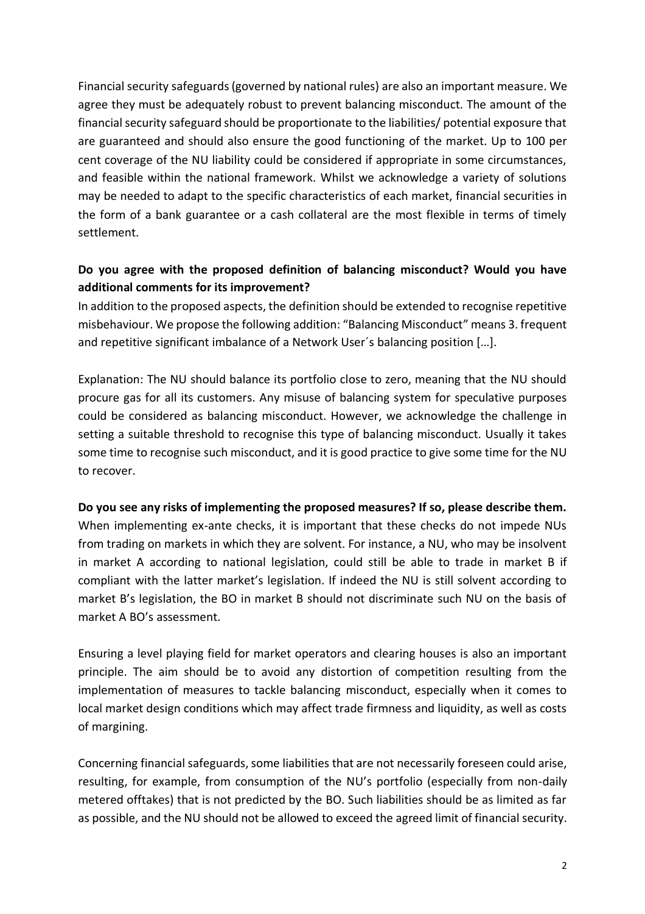Financial security safeguards (governed by national rules) are also an important measure. We agree they must be adequately robust to prevent balancing misconduct. The amount of the financial security safeguard should be proportionate to the liabilities/ potential exposure that are guaranteed and should also ensure the good functioning of the market. Up to 100 per cent coverage of the NU liability could be considered if appropriate in some circumstances, and feasible within the national framework. Whilst we acknowledge a variety of solutions may be needed to adapt to the specific characteristics of each market, financial securities in the form of a bank guarantee or a cash collateral are the most flexible in terms of timely settlement.

**Do you agree with the proposed definition of balancing misconduct? Would you have additional comments for its improvement?**

In addition to the proposed aspects, the definition should be extended to recognise repetitive misbehaviour. We propose the following addition: "Balancing Misconduct" means 3. frequent and repetitive significant imbalance of a Network User´s balancing position […].

Explanation: The NU should balance its portfolio close to zero, meaning that the NU should procure gas for all its customers. Any misuse of balancing system for speculative purposes could be considered as balancing misconduct. However, we acknowledge the challenge in setting a suitable threshold to recognise this type of balancing misconduct. Usually it takes some time to recognise such misconduct, and it is good practice to give some time for the NU to recover.

**Do you see any risks of implementing the proposed measures? If so, please describe them.**

When implementing ex-ante checks, it is important that these checks do not impede NUs from trading on markets in which they are solvent. For instance, a NU, who may be insolvent in market A according to national legislation, could still be able to trade in market B if compliant with the latter market's legislation. If indeed the NU is still solvent according to market B's legislation, the BO in market B should not discriminate such NU on the basis of market A BO's assessment.

Ensuring a level playing field for market operators and clearing houses is also an important principle. The aim should be to avoid any distortion of competition resulting from the implementation of measures to tackle balancing misconduct, especially when it comes to local market design conditions which may affect trade firmness and liquidity, as well as costs of margining.

Concerning financial safeguards, some liabilities that are not necessarily foreseen could arise, resulting, for example, from consumption of the NU's portfolio (especially from non-daily metered offtakes) that is not predicted by the BO. Such liabilities should be as limited as far as possible, and the NU should not be allowed to exceed the agreed limit of financial security.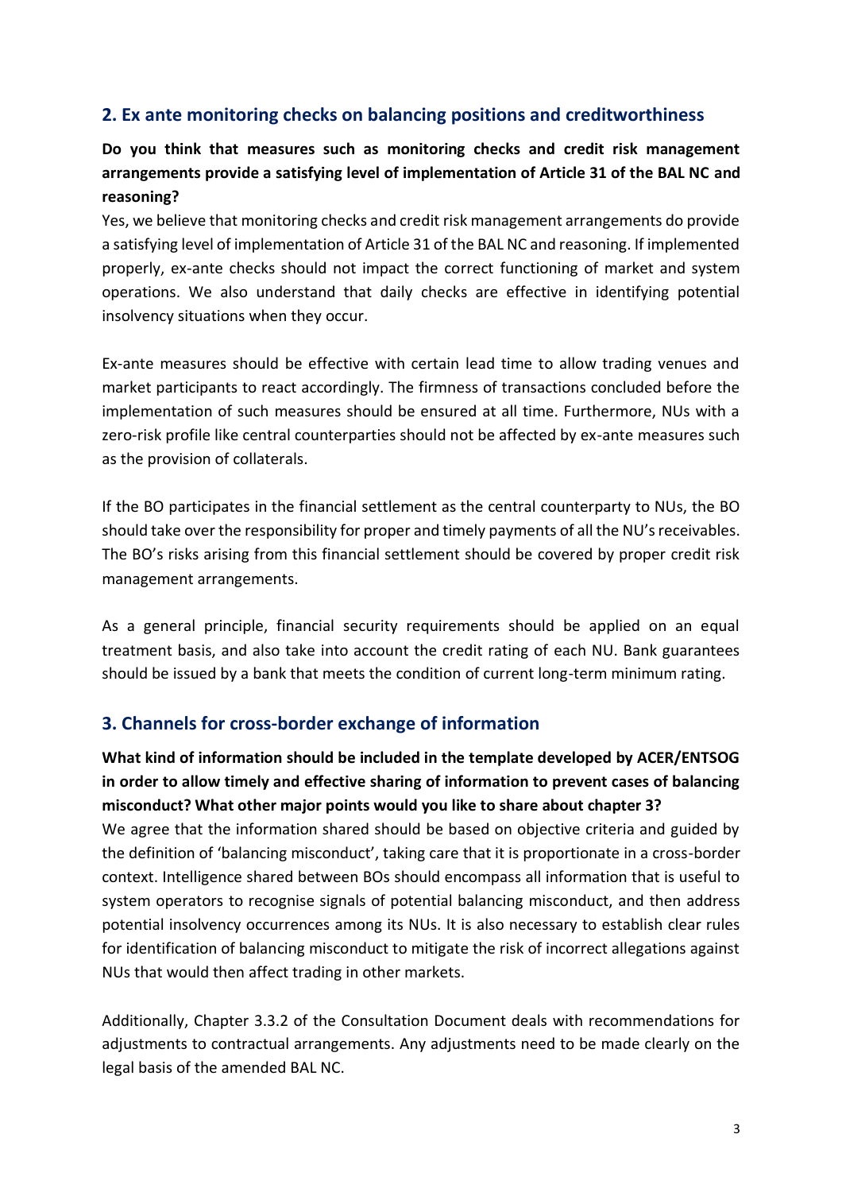## 2. Ex ante monitoring checks on balancing positions and creditworthiness

**Do you think that measures such as monitoring checks and credit risk management arrangements provide a satisfying level of implementation of Article 31 of the BAL NC and reasoning?**

Yes, we believe that monitoring checks and credit risk management arrangements do provide a satisfying level of implementation of Article 31 of the BAL NC and reasoning. If implemented properly, ex-ante checks should not impact the correct functioning of market and system operations. We also understand that daily checks are effective in identifying potential insolvency situations when they occur.

Ex-ante measures should be effective with certain lead time to allow trading venues and market participants to react accordingly. The firmness of transactions concluded before the implementation of such measures should be ensured at all time. Furthermore, NUs with a zero-risk profile like central counterparties should not be affected by ex-ante measures such as the provision of collaterals.

If the BO participates in the financial settlement as the central counterparty to NUs, the BO should take over the responsibility for proper and timely payments of all the NU's receivables. The BO's risks arising from this financial settlement should be covered by proper credit risk management arrangements.

As a general principle, financial security requirements should be applied on an equal treatment basis, and also take into account the credit rating of each NU. Bank guarantees should be issued by a bank that meets the condition of current long-term minimum rating.

## 3. Channels for cross-border exchange of information

**What kind of information should be included in the template developed by ACER/ENTSOG in order to allow timely and effective sharing of information to prevent cases of balancing misconduct? What other major points would you like to share about chapter 3?**

We agree that the information shared should be based on objective criteria and guided by the definition of 'balancing misconduct', taking care that it is proportionate in a cross-border context. Intelligence shared between BOs should encompass all information that is useful to system operators to recognise signals of potential balancing misconduct, and then address potential insolvency occurrences among its NUs. It is also necessary to establish clear rules for identification of balancing misconduct to mitigate the risk of incorrect allegations against NUs that would then affect trading in other markets.

Additionally, Chapter 3.3.2 of the Consultation Document deals with recommendations for adjustments to contractual arrangements. Any adjustments need to be made clearly on the legal basis of the amended BAL NC.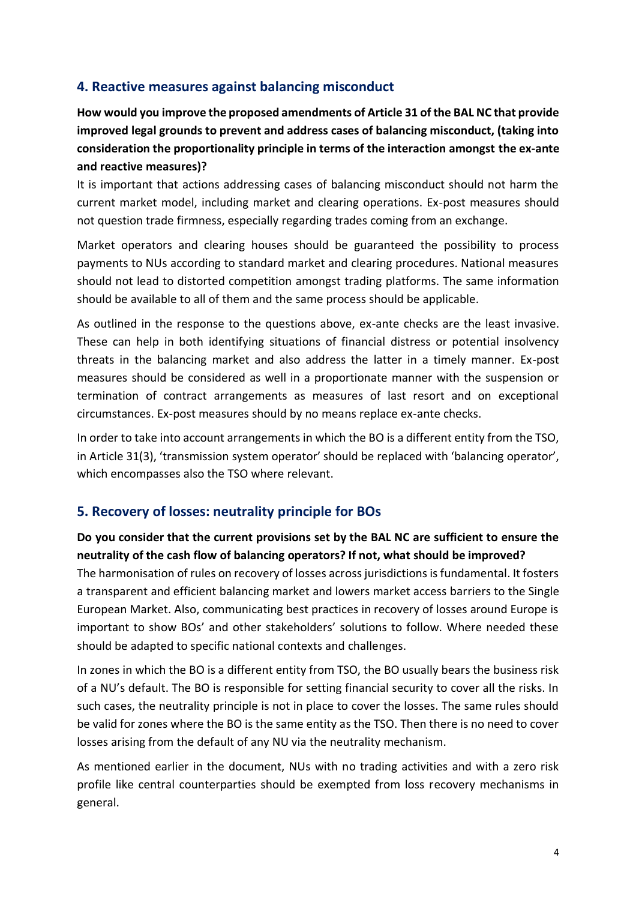## 4. Reactive measures against balancing misconduct

**How would you improve the proposed amendments of Article 31 of the BAL NC that provide improved legal grounds to prevent and address cases of balancing misconduct, (taking into consideration the proportionality principle in terms of the interaction amongst the ex-ante and reactive measures)?**

It is important that actions addressing cases of balancing misconduct should not harm the current market model, including market and clearing operations. Ex-post measures should not question trade firmness, especially regarding trades coming from an exchange.

Market operators and clearing houses should be guaranteed the possibility to process payments to NUs according to standard market and clearing procedures. National measures should not lead to distorted competition amongst trading platforms. The same information should be available to all of them and the same process should be applicable.

As outlined in the response to the questions above, ex-ante checks are the least invasive. These can help in both identifying situations of financial distress or potential insolvency threats in the balancing market and also address the latter in a timely manner. Ex-post measures should be considered as well in a proportionate manner with the suspension or termination of contract arrangements as measures of last resort and on exceptional circumstances. Ex-post measures should by no means replace ex-ante checks.

In order to take into account arrangements in which the BO is a different entity from the TSO, in Article 31(3), 'transmission system operator' should be replaced with 'balancing operator', which encompasses also the TSO where relevant.

## 5. Recovery of losses: neutrality principle for BOs

**Do you consider that the current provisions set by the BAL NC are sufficient to ensure the neutrality of the cash flow of balancing operators? If not, what should be improved?**

The harmonisation of rules on recovery of losses across jurisdictions is fundamental. It fosters a transparent and efficient balancing market and lowers market access barriers to the Single European Market. Also, communicating best practices in recovery of losses around Europe is important to show BOs' and other stakeholders' solutions to follow. Where needed these should be adapted to specific national contexts and challenges.

In zones in which the BO is a different entity from TSO, the BO usually bears the business risk of a NU's default. The BO is responsible for setting financial security to cover all the risks. In such cases, the neutrality principle is not in place to cover the losses. The same rules should be valid for zones where the BO is the same entity as the TSO. Then there is no need to cover losses arising from the default of any NU via the neutrality mechanism.

As mentioned earlier in the document, NUs with no trading activities and with a zero risk profile like central counterparties should be exempted from loss recovery mechanisms in general.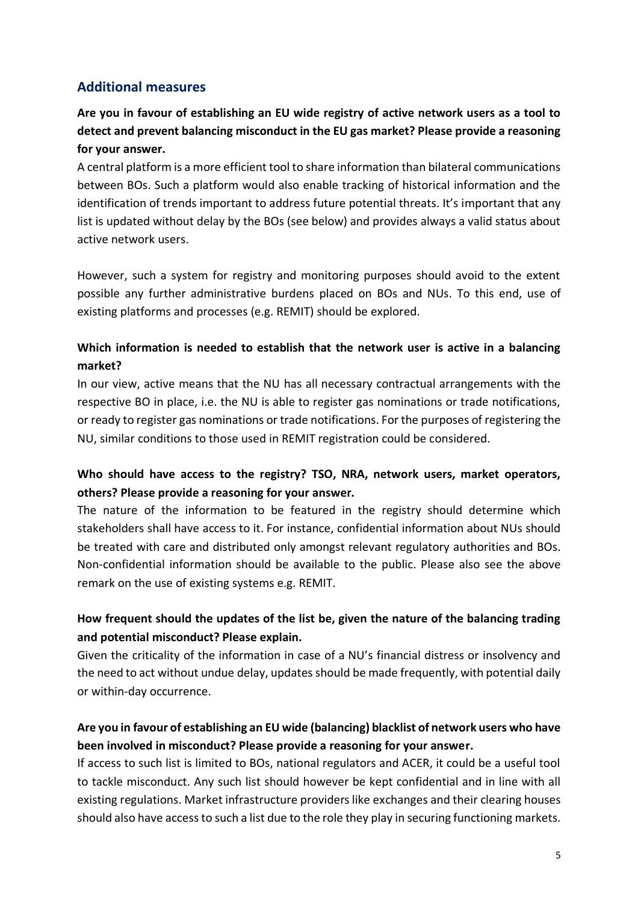## Additional measures

**Are you in favour of establishing an EU wide registry of active network users as a tool to detect and prevent balancing misconduct in the EU gas market? Please provide a reasoning for your answer.**

A central platform is a more efficient tool to share information than bilateral communications between BOs. Such a platform would also enable tracking of historical information and the identification of trends important to address future potential threats. It's important that any list is updated without delay by the BOs (see below) and provides always a valid status about active network users.

However, such a system for registry and monitoring purposes should avoid to the extent possible any further administrative burdens placed on BOs and NUs. To this end, use of existing platforms and processes (e.g. REMIT) should be explored.

**Which information is needed to establish that the network user is active in a balancing market?**

In our view, active means that the NU has all necessary contractual arrangements with the respective BO in place, i.e. the NU is able to register gas nominations or trade notifications, or ready to register gas nominations or trade notifications. For the purposes of registering the NU, similar conditions to those used in REMIT registration could be considered.

**Who should have access to the registry? TSO, NRA, network users, market operators, others? Please provide a reasoning for your answer.**

The nature of the information to be featured in the registry should determine which stakeholders shall have access to it. For instance, confidential information about NUs should be treated with care and distributed only amongst relevant regulatory authorities and BOs. Non-confidential information should be available to the public. Please also see the above remark on the use of existing systems e.g. REMIT.

**How frequent should the updates of the list be, given the nature of the balancing trading and potential misconduct? Please explain.**

Given the criticality of the information in case of a NU's financial distress or insolvency and the need to act without undue delay, updates should be made frequently, with potential daily or within-day occurrence.

**Are you in favour of establishing an EU wide (balancing) blacklist of network users who have been involved in misconduct? Please provide a reasoning for your answer.**

If access to such list is limited to BOs, national regulators and ACER, it could be a useful tool to tackle misconduct. Any such list should however be kept confidential and in line with all existing regulations. Market infrastructure providers like exchanges and their clearing houses should also have access to such a list due to the role they play in securing functioning markets.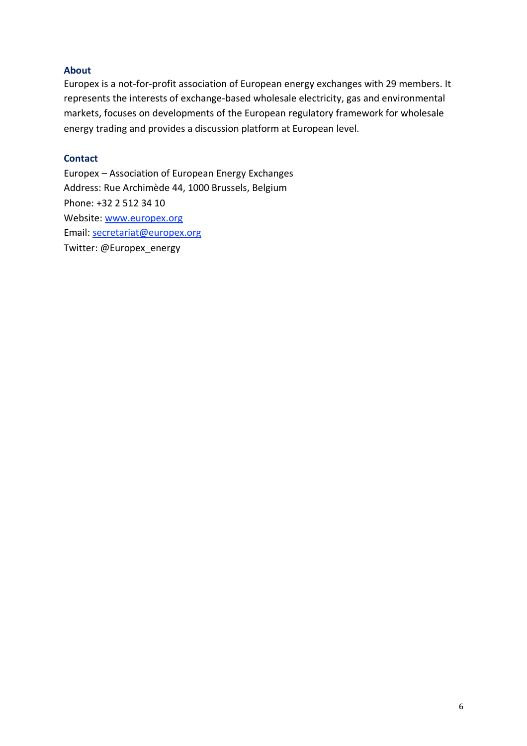## About

Europex is a not-for-profit association of European energy exchanges with 29 members. It represents the interests of exchange-based wholesale electricity, gas and environmental markets, focuses on developments of the European regulatory framework for wholesale energy trading and provides a discussion platform at European level.

## Contact

Europex – Association of European Energy Exchanges
Address: Rue Archimède 44, 1000 Brussels, Belgium
Phone: +32 2 512 34 10
Website: [www.europex.org](http://www.europex.org)
Email: [secretariat@europex.org](mailto:secretariat@europex.org)
Twitter: @Europex_energy